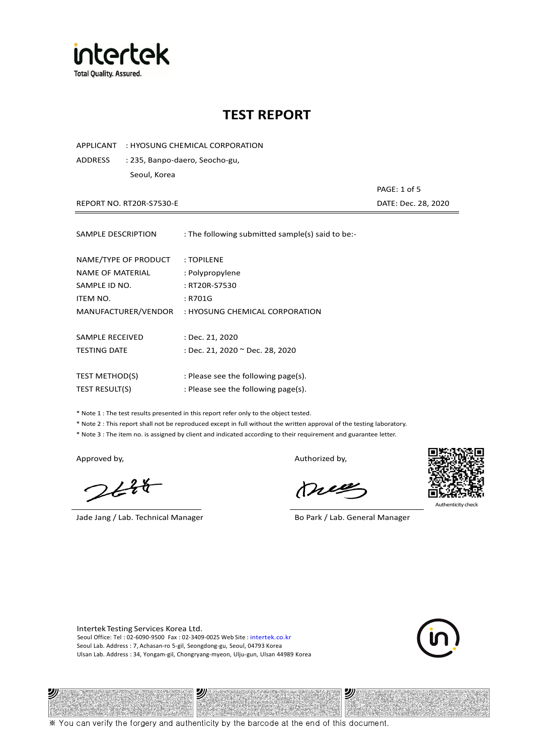intertek
Total Quality. Assured.

# TEST REPORT

APPLICANT : HYOSUNG CHEMICAL CORPORATION

ADDRESS : 235, Banpo-daero, Seocho-gu,
Seoul, Korea

REPORT NO. RT20R-S7530-E

DATE: Dec. 28, 2020

---

SAMPLE DESCRIPTION : The following submitted sample(s) said to be:-

NAME/TYPE OF PRODUCT : TOPILENE
NAME OF MATERIAL : Polypropylene
SAMPLE ID NO. : RT20R-S7530
ITEM NO. : R701G
MANUFACTURER/VENDOR : HYOSUNG CHEMICAL CORPORATION

SAMPLE RECEIVED : Dec. 21, 2020
TESTING DATE : Dec. 21, 2020 ~ Dec. 28, 2020

TEST METHOD(S) : Please see the following page(s).
TEST RESULT(S) : Please see the following page(s).

* Note 1 : The test results presented in this report refer only to the object tested.
* Note 2 : This report shall not be reproduced except in full without the written approval of the testing laboratory.
* Note 3 : The item no. is assigned by client and indicated according to their requirement and guarantee letter.

Approved by,

Jade Jang / Lab. Technical Manager

Authorized by,

Bo Park / Lab. General Manager

Authenticity check

Intertek Testing Services Korea Ltd.
Seoul Office: Tel : 02-6090-9500 Fax : 02-3409-0025 Web Site : intertek.co.kr
Seoul Lab. Address : 7, Achasan-ro 5-gil, Seongdong-gu, Seoul, 04793 Korea
Ulsan Lab. Address : 34, Yongam-gil, Chongryang-myeon, Ulju-gun, Ulsan 44989 Korea

※ You can verify the forgery and authenticity by the barcode at the end of this document.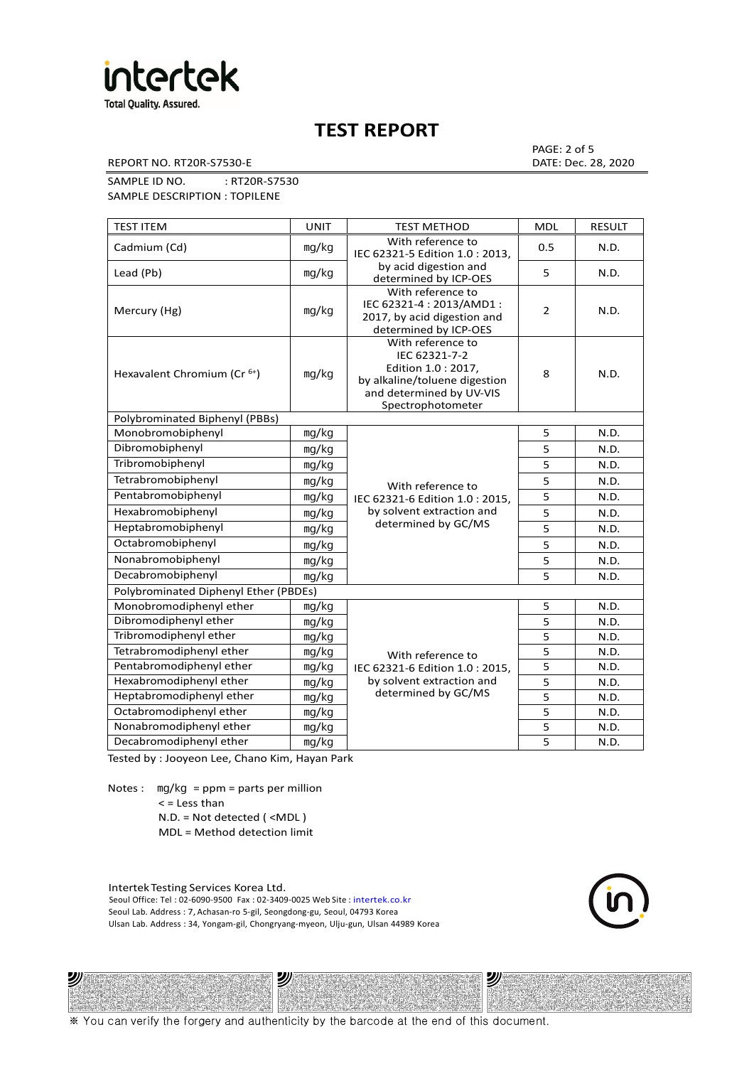intertek
Total Quality. Assured.

# TEST REPORT

REPORT NO. RT20R-S7530-E

DATE: Dec. 28, 2020

SAMPLE ID NO. : RT20R-S7530
SAMPLE DESCRIPTION : TOPILENE

| TEST ITEM | UNIT | TEST METHOD | MDL | RESULT |
|---|---|---|---|---|
| Cadmium (Cd) | mg/kg | With reference to IEC 62321-5 Edition 1.0 : 2013, by acid digestion and determined by ICP-OES | 0.5 | N.D. |
| Lead (Pb) | mg/kg | | 5 | N.D. |
| Mercury (Hg) | mg/kg | With reference to IEC 62321-4 : 2013/AMD1 : 2017, by acid digestion and determined by ICP-OES | 2 | N.D. |
| Hexavalent Chromium ($Cr^{6+}$) | mg/kg | With reference to IEC 62321-7-2 Edition 1.0 : 2017, by alkaline/toluene digestion and determined by UV-VIS Spectrophotometer | 8 | N.D. |
| Polybrominated Biphenyl (PBBs) | | | | |
| Monobromobiphenyl | mg/kg | With reference to IEC 62321-6 Edition 1.0 : 2015, by solvent extraction and determined by GC/MS | 5 | N.D. |
| Dibromobiphenyl | mg/kg | | 5 | N.D. |
| Tribromobiphenyl | mg/kg | | 5 | N.D. |
| Tetrabromobiphenyl | mg/kg | | 5 | N.D. |
| Pentabromobiphenyl | mg/kg | | 5 | N.D. |
| Hexabromobiphenyl | mg/kg | | 5 | N.D. |
| Heptabromobiphenyl | mg/kg | | 5 | N.D. |
| Octabromobiphenyl | mg/kg | | 5 | N.D. |
| Nonabromobiphenyl | mg/kg | | 5 | N.D. |
| Decabromobiphenyl | mg/kg | | 5 | N.D. |
| Polybrominated Diphenyl Ether (PBDEs) | | | | |
| Monobromodiphenyl ether | mg/kg | With reference to IEC 62321-6 Edition 1.0 : 2015, by solvent extraction and determined by GC/MS | 5 | N.D. |
| Dibromodiphenyl ether | mg/kg | | 5 | N.D. |
| Tribromodiphenyl ether | mg/kg | | 5 | N.D. |
| Tetrabromodiphenyl ether | mg/kg | | 5 | N.D. |
| Pentabromodiphenyl ether | mg/kg | | 5 | N.D. |
| Hexabromodiphenyl ether | mg/kg | | 5 | N.D. |
| Heptabromodiphenyl ether | mg/kg | | 5 | N.D. |
| Octabromodiphenyl ether | mg/kg | | 5 | N.D. |
| Nonabromodiphenyl ether | mg/kg | | 5 | N.D. |
| Decabromodiphenyl ether | mg/kg | | 5 | N.D. |

Tested by : Jooyeon Lee, Chano Kim, Hayan Park

Notes : mg/kg = ppm = parts per million
< = Less than
N.D. = Not detected ( <MDL )
MDL = Method detection limit

Intertek Testing Services Korea Ltd.
Seoul Office: Tel : 02-6090-9500 Fax : 02-3409-0025 Web Site : intertek.co.kr
Seoul Lab. Address : 7, Achasan-ro 5-gil, Seongdong-gu, Seoul, 04793 Korea
Ulsan Lab. Address : 34, Yongam-gil, Chongryang-myeon, Ulju-gun, Ulsan 44989 Korea

※ You can verify the forgery and authenticity by the barcode at the end of this document.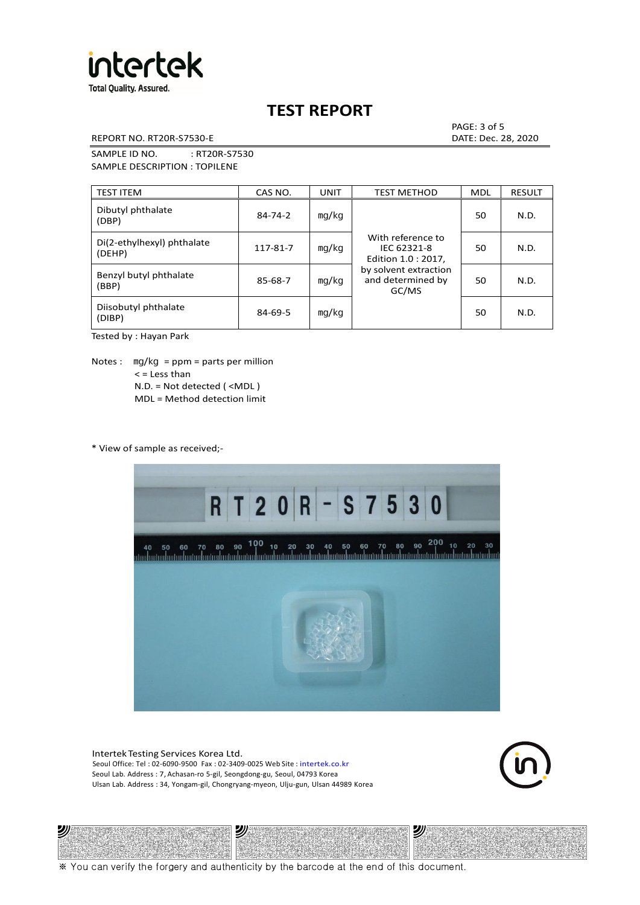# TEST REPORT

REPORT NO. RT20R-S7530-E

DATE: Dec. 28, 2020

SAMPLE ID NO. : RT20R-S7530

SAMPLE DESCRIPTION : TOPILENE

| TEST ITEM | CAS NO. | UNIT | TEST METHOD | MDL | RESULT |
|---|---|---|---|---|---|
| Dibutyl phthalate (DBP) | 84-74-2 | mg/kg | With reference to IEC 62321-8 Edition 1.0 : 2017, by solvent extraction and determined by GC/MS | 50 | N.D. |
| Di(2-ethylhexyl) phthalate (DEHP) | 117-81-7 | mg/kg | | 50 | N.D. |
| Benzyl butyl phthalate (BBP) | 85-68-7 | mg/kg | | 50 | N.D. |
| Diisobutyl phthalate (DIBP) | 84-69-5 | mg/kg | | 50 | N.D. |

Tested by : Hayan Park

Notes : mg/kg = ppm = parts per million
< = Less than
N.D. = Not detected ( <MDL )
MDL = Method detection limit

* View of sample as received;-

Intertek Testing Services Korea Ltd.
Seoul Office: Tel : 02-6090-9500 Fax : 02-3409-0025 Web Site : intertek.co.kr
Seoul Lab. Address : 7, Achasan-ro 5-gil, Seongdong-gu, Seoul, 04793 Korea
Ulsan Lab. Address : 34, Yongam-gil, Chongryang-myeon, Ulju-gun, Ulsan 44989 Korea

※ You can verify the forgery and authenticity by the barcode at the end of this document.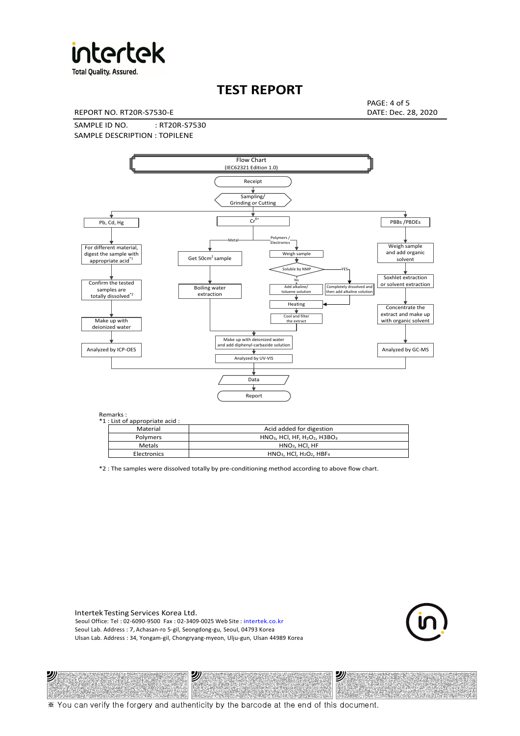# TEST REPORT

REPORT NO. RT20R-S7530-E

DATE: Dec. 28, 2020

SAMPLE ID NO. : RT20R-S7530

SAMPLE DESCRIPTION : TOPILENE

Flow Chart
(IEC62321 Edition 1.0)

- Receipt
- Sampling/ Grinding or Cutting
  - **Pb, Cd, Hg**
    - For different material, digest the sample with appropriate acid[*1]
    - Confirm the tested samples are totally dissolved[*2]
    - Make up with deionized water
    - Analyzed by ICP-OES
  - **$Cr^{6+}$**
    - Metal
      - Get $50cm^2$ sample
      - Boiling water extraction
    - Polymers / Electronics
      - Weigh sample
      - Soluble by NMP
        - No: Add alkaline/ toluene solution
        - YES: Completely dissolved and then add alkaline solution
      - Heating
      - Cool and filter the extract
    - Make up with deionized water and add diphenyl-carbazide solution
    - Analyzed by UV-VIS
  - **PBBs /PBDEs**
    - Weigh sample and add organic solvent
    - Soxhlet extraction or solvent extraction
    - Concentrate the extract and make up with organic solvent
    - Analyzed by GC-MS
- Data
- Report

Remarks :

*1 : List of appropriate acid :

| Material | Acid added for digestion |
|---|---|
| Polymers | $HNO_3$, HCl, HF, $H_2O_2$, $H3BO_3$ |
| Metals | $HNO_3$, HCl, HF |
| Electronics | $HNO_3$, HCl, $H_2O_2$, $HBF_4$ |

*2 : The samples were dissolved totally by pre-conditioning method according to above flow chart.

Intertek Testing Services Korea Ltd.
Seoul Office: Tel : 02-6090-9500 Fax : 02-3409-0025 Web Site : intertek.co.kr
Seoul Lab. Address : 7, Achasan-ro 5-gil, Seongdong-gu, Seoul, 04793 Korea
Ulsan Lab. Address : 34, Yongam-gil, Chongryang-myeon, Ulju-gun, Ulsan 44989 Korea

※ You can verify the forgery and authenticity by the barcode at the end of this document.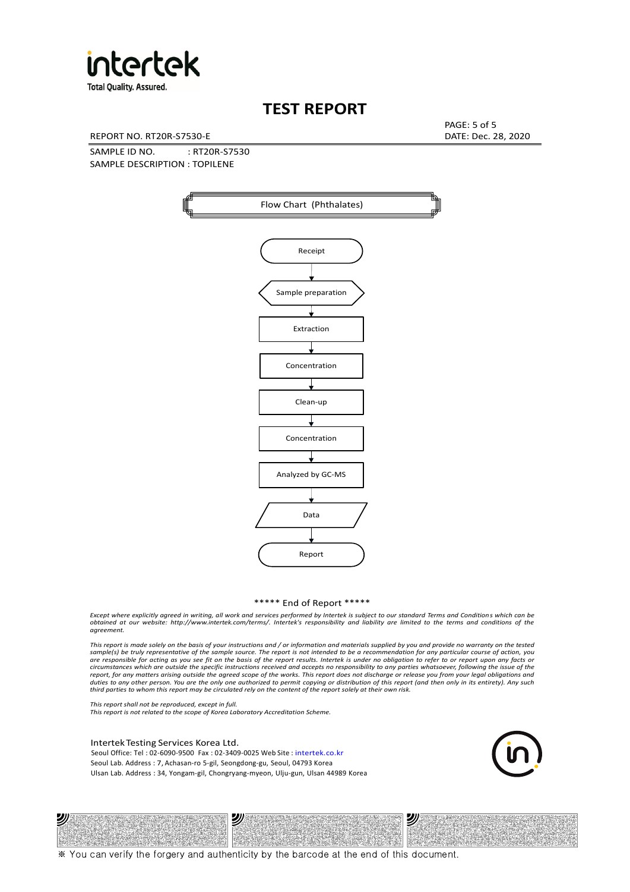# TEST REPORT

REPORT NO. RT20R-S7530-E

DATE: Dec. 28, 2020

SAMPLE ID NO. : RT20R-S7530

SAMPLE DESCRIPTION : TOPILENE

## Flow Chart (Phthalates)

Receipt

Sample preparation

Extraction

Concentration

Clean-up

Concentration

Analyzed by GC-MS

Data

Report

\*\*\*\*\* End of Report \*\*\*\*\*

*Except where explicitly agreed in writing, all work and services performed by Intertek is subject to our standard Terms and Conditions which can be obtained at our website: http://www.intertek.com/terms/. Intertek's responsibility and liability are limited to the terms and conditions of the agreement.*

*This report is made solely on the basis of your instructions and / or information and materials supplied by you and provide no warranty on the tested sample(s) be truly representative of the sample source. The report is not intended to be a recommendation for any particular course of action, you are responsible for acting as you see fit on the basis of the report results. Intertek is under no obligation to refer to or report upon any facts or circumstances which are outside the specific instructions received and accepts no responsibility to any parties whatsoever, following the issue of the report, for any matters arising outside the agreed scope of the works. This report does not discharge or release you from your legal obligations and duties to any other person. You are the only one authorized to permit copying or distribution of this report (and then only in its entirety). Any such third parties to whom this report may be circulated rely on the content of the report solely at their own risk.*

*This report shall not be reproduced, except in full.*
*This report is not related to the scope of Korea Laboratory Accreditation Scheme.*

Intertek Testing Services Korea Ltd.
Seoul Office: Tel : 02-6090-9500 Fax : 02-3409-0025 Web Site : intertek.co.kr
Seoul Lab. Address : 7, Achasan-ro 5-gil, Seongdong-gu, Seoul, 04793 Korea
Ulsan Lab. Address : 34, Yongam-gil, Chongryang-myeon, Ulju-gun, Ulsan 44989 Korea

※ You can verify the forgery and authenticity by the barcode at the end of this document.